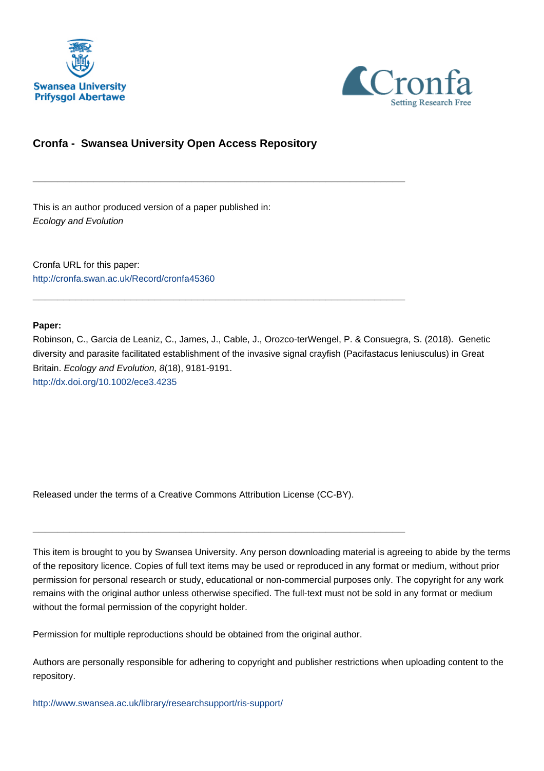Swansea University
Prifysgol Abertawe

Cronfa
Setting Research Free

## Cronfa - Swansea University Open Access Repository

---

This is an author produced version of a paper published in:
*Ecology and Evolution*

Cronfa URL for this paper:
http://cronfa.swan.ac.uk/Record/cronfa45360

---

**Paper:**
Robinson, C., Garcia de Leaniz, C., James, J., Cable, J., Orozco-terWengel, P. & Consuegra, S. (2018). Genetic diversity and parasite facilitated establishment of the invasive signal crayfish (Pacifastacus leniusculus) in Great Britain. *Ecology and Evolution, 8*(18), 9181-9191.
http://dx.doi.org/10.1002/ece3.4235

Released under the terms of a Creative Commons Attribution License (CC-BY).

---

This item is brought to you by Swansea University. Any person downloading material is agreeing to abide by the terms of the repository licence. Copies of full text items may be used or reproduced in any format or medium, without prior permission for personal research or study, educational or non-commercial purposes only. The copyright for any work remains with the original author unless otherwise specified. The full-text must not be sold in any format or medium without the formal permission of the copyright holder.

Permission for multiple reproductions should be obtained from the original author.

Authors are personally responsible for adhering to copyright and publisher restrictions when uploading content to the repository.

http://www.swansea.ac.uk/library/researchsupport/ris-support/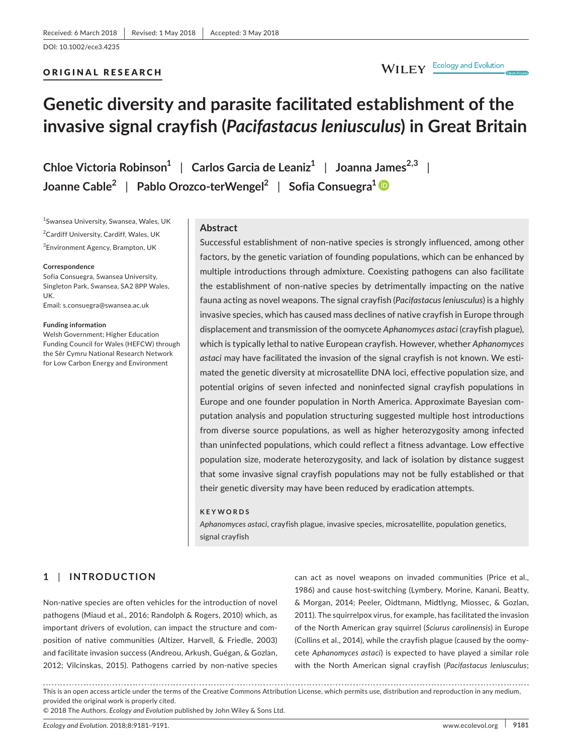Received: 6 March 2018 | Revised: 1 May 2018 | Accepted: 3 May 2018

DOI: 10.1002/ece3.4235

ORIGINAL RESEARCH

# Genetic diversity and parasite facilitated establishment of the invasive signal crayfish (*Pacifastacus leniusculus*) in Great Britain

**Chloe Victoria Robinson**[1] | **Carlos Garcia de Leaniz**[1] | **Joanna James**[2,3] | **Joanne Cable**[2] | **Pablo Orozco-terWengel**[2] | **Sofia Consuegra**[1]

[1]Swansea University, Swansea, Wales, UK

[2]Cardiff University, Cardiff, Wales, UK

[3]Environment Agency, Brampton, UK

**Correspondence**

Sofia Consuegra, Swansea University, Singleton Park, Swansea, SA2 8PP Wales, UK.

Email: s.consuegra@swansea.ac.uk

**Funding information**

Welsh Government; Higher Education Funding Council for Wales (HEFCW) through the Sêr Cymru National Research Network for Low Carbon Energy and Environment

## Abstract

Successful establishment of non-native species is strongly influenced, among other factors, by the genetic variation of founding populations, which can be enhanced by multiple introductions through admixture. Coexisting pathogens can also facilitate the establishment of non-native species by detrimentally impacting on the native fauna acting as novel weapons. The signal crayfish (*Pacifastacus leniusculus*) is a highly invasive species, which has caused mass declines of native crayfish in Europe through displacement and transmission of the oomycete *Aphanomyces astaci* (crayfish plague), which is typically lethal to native European crayfish. However, whether *Aphanomyces astaci* may have facilitated the invasion of the signal crayfish is not known. We estimated the genetic diversity at microsatellite DNA loci, effective population size, and potential origins of seven infected and noninfected signal crayfish populations in Europe and one founder population in North America. Approximate Bayesian computation analysis and population structuring suggested multiple host introductions from diverse source populations, as well as higher heterozygosity among infected than uninfected populations, which could reflect a fitness advantage. Low effective population size, moderate heterozygosity, and lack of isolation by distance suggest that some invasive signal crayfish populations may not be fully established or that their genetic diversity may have been reduced by eradication attempts.

**KEYWORDS**

*Aphanomyces astaci*, crayfish plague, invasive species, microsatellite, population genetics, signal crayfish

## 1 | INTRODUCTION

Non-native species are often vehicles for the introduction of novel pathogens (Miaud et al., 2016; Randolph & Rogers, 2010) which, as important drivers of evolution, can impact the structure and composition of native communities (Altizer, Harvell, & Friedle, 2003) and facilitate invasion success (Andreou, Arkush, Guégan, & Gozlan, 2012; Vilcinskas, 2015). Pathogens carried by non-native species can act as novel weapons on invaded communities (Price et al., 1986) and cause host-switching (Lymbery, Morine, Kanani, Beatty, & Morgan, 2014; Peeler, Oidtmann, Midtlyng, Miossec, & Gozlan, 2011). The squirrelpox virus, for example, has facilitated the invasion of the North American gray squirrel (*Sciurus carolinensis*) in Europe (Collins et al., 2014), while the crayfish plague (caused by the oomycete *Aphanomyces astaci*) is expected to have played a similar role with the North American signal crayfish (*Pacifastacus leniusculus*;

This is an open access article under the terms of the Creative Commons Attribution License, which permits use, distribution and reproduction in any medium, provided the original work is properly cited.

© 2018 The Authors. *Ecology and Evolution* published by John Wiley & Sons Ltd.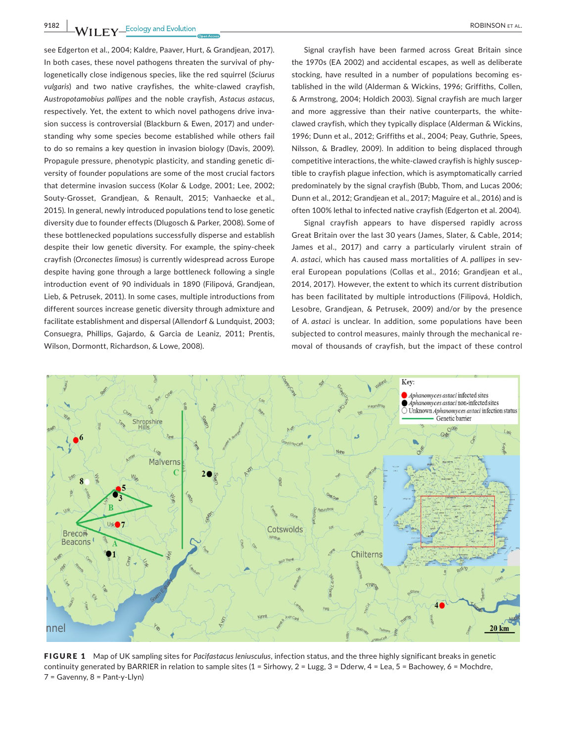see Edgerton et al., 2004; Kaldre, Paaver, Hurt, & Grandjean, 2017). In both cases, these novel pathogens threaten the survival of phylogenetically close indigenous species, like the red squirrel (*Sciurus vulgaris*) and two native crayfishes, the white-clawed crayfish, *Austropotamobius pallipes* and the noble crayfish, *Astacus astacus*, respectively. Yet, the extent to which novel pathogens drive invasion success is controversial (Blackburn & Ewen, 2017) and understanding why some species become established while others fail to do so remains a key question in invasion biology (Davis, 2009). Propagule pressure, phenotypic plasticity, and standing genetic diversity of founder populations are some of the most crucial factors that determine invasion success (Kolar & Lodge, 2001; Lee, 2002; Souty-Grosset, Grandjean, & Renault, 2015; Vanhaecke et al., 2015). In general, newly introduced populations tend to lose genetic diversity due to founder effects (Dlugosch & Parker, 2008). Some of these bottlenecked populations successfully disperse and establish despite their low genetic diversity. For example, the spiny-cheek crayfish (*Orconectes limosus*) is currently widespread across Europe despite having gone through a large bottleneck following a single introduction event of 90 individuals in 1890 (Filipová, Grandjean, Lieb, & Petrusek, 2011). In some cases, multiple introductions from different sources increase genetic diversity through admixture and facilitate establishment and dispersal (Allendorf & Lundquist, 2003; Consuegra, Phillips, Gajardo, & Garcia de Leaniz, 2011; Prentis, Wilson, Dormontt, Richardson, & Lowe, 2008).

Signal crayfish have been farmed across Great Britain since the 1970s (EA 2002) and accidental escapes, as well as deliberate stocking, have resulted in a number of populations becoming established in the wild (Alderman & Wickins, 1996; Griffiths, Collen, & Armstrong, 2004; Holdich 2003). Signal crayfish are much larger and more aggressive than their native counterparts, the white-clawed crayfish, which they typically displace (Alderman & Wickins, 1996; Dunn et al., 2012; Griffiths et al., 2004; Peay, Guthrie, Spees, Nilsson, & Bradley, 2009). In addition to being displaced through competitive interactions, the white-clawed crayfish is highly susceptible to crayfish plague infection, which is asymptomatically carried predominately by the signal crayfish (Bubb, Thom, and Lucas 2006; Dunn et al., 2012; Grandjean et al., 2017; Maguire et al., 2016) and is often 100% lethal to infected native crayfish (Edgerton et al. 2004).

Signal crayfish appears to have dispersed rapidly across Great Britain over the last 30 years (James, Slater, & Cable, 2014; James et al., 2017) and carry a particularly virulent strain of *A. astaci*, which has caused mass mortalities of *A. pallipes* in several European populations (Collas et al., 2016; Grandjean et al., 2014, 2017). However, the extent to which its current distribution has been facilitated by multiple introductions (Filipová, Holdich, Lesobre, Grandjean, & Petrusek, 2009) and/or by the presence of *A. astaci* is unclear. In addition, some populations have been subjected to control measures, mainly through the mechanical removal of thousands of crayfish, but the impact of these control

**FIGURE 1** Map of UK sampling sites for *Pacifastacus leniusculus*, infection status, and the three highly significant breaks in genetic continuity generated by BARRIER in relation to sample sites (1 = Sirhowy, 2 = Lugg, 3 = Dderw, 4 = Lea, 5 = Bachowey, 6 = Mochdre, 7 = Gavenny, 8 = Pant-y-Llyn)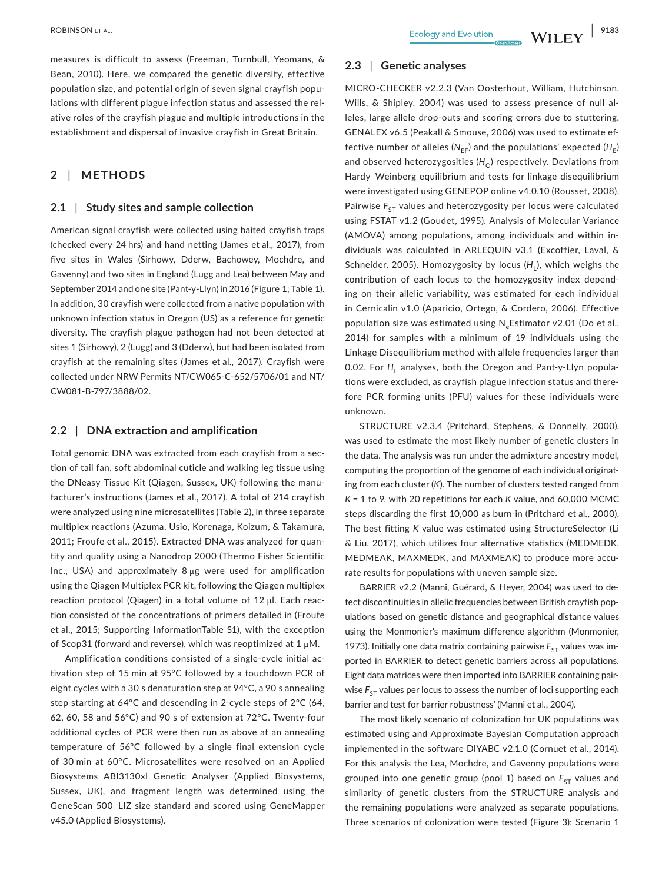measures is difficult to assess (Freeman, Turnbull, Yeomans, & Bean, 2010). Here, we compared the genetic diversity, effective population size, and potential origin of seven signal crayfish populations with different plague infection status and assessed the relative roles of the crayfish plague and multiple introductions in the establishment and dispersal of invasive crayfish in Great Britain.

## 2 | METHODS

### 2.1 | Study sites and sample collection

American signal crayfish were collected using baited crayfish traps (checked every 24 hrs) and hand netting (James et al., 2017), from five sites in Wales (Sirhowy, Dderw, Bachowey, Mochdre, and Gavenny) and two sites in England (Lugg and Lea) between May and September 2014 and one site (Pant-y-Llyn) in 2016 (Figure 1; Table 1). In addition, 30 crayfish were collected from a native population with unknown infection status in Oregon (US) as a reference for genetic diversity. The crayfish plague pathogen had not been detected at sites 1 (Sirhowy), 2 (Lugg) and 3 (Dderw), but had been isolated from crayfish at the remaining sites (James et al., 2017). Crayfish were collected under NRW Permits NT/CW065-C-652/5706/01 and NT/CW081-B-797/3888/02.

### 2.2 | DNA extraction and amplification

Total genomic DNA was extracted from each crayfish from a section of tail fan, soft abdominal cuticle and walking leg tissue using the DNeasy Tissue Kit (Qiagen, Sussex, UK) following the manufacturer's instructions (James et al., 2017). A total of 214 crayfish were analyzed using nine microsatellites (Table 2), in three separate multiplex reactions (Azuma, Usio, Korenaga, Koizum, & Takamura, 2011; Froufe et al., 2015). Extracted DNA was analyzed for quantity and quality using a Nanodrop 2000 (Thermo Fisher Scientific Inc., USA) and approximately 8 μg were used for amplification using the Qiagen Multiplex PCR kit, following the Qiagen multiplex reaction protocol (Qiagen) in a total volume of 12 μl. Each reaction consisted of the concentrations of primers detailed in (Froufe et al., 2015; Supporting InformationTable S1), with the exception of Scop31 (forward and reverse), which was reoptimized at 1 μM.

Amplification conditions consisted of a single-cycle initial activation step of 15 min at 95°C followed by a touchdown PCR of eight cycles with a 30 s denaturation step at 94°C, a 90 s annealing step starting at 64°C and descending in 2-cycle steps of 2°C (64, 62, 60, 58 and 56°C) and 90 s of extension at 72°C. Twenty-four additional cycles of PCR were then run as above at an annealing temperature of 56°C followed by a single final extension cycle of 30 min at 60°C. Microsatellites were resolved on an Applied Biosystems ABI3130xl Genetic Analyser (Applied Biosystems, Sussex, UK), and fragment length was determined using the GeneScan 500–LIZ size standard and scored using GeneMapper v45.0 (Applied Biosystems).

### 2.3 | Genetic analyses

MICRO-CHECKER v2.2.3 (Van Oosterhout, William, Hutchinson, Wills, & Shipley, 2004) was used to assess presence of null alleles, large allele drop-outs and scoring errors due to stuttering. GENALEX v6.5 (Peakall & Smouse, 2006) was used to estimate effective number of alleles ($N_{EF}$) and the populations' expected ($H_E$) and observed heterozygosities ($H_O$) respectively. Deviations from Hardy–Weinberg equilibrium and tests for linkage disequilibrium were investigated using GENEPOP online v4.0.10 (Rousset, 2008). Pairwise $F_{ST}$ values and heterozygosity per locus were calculated using FSTAT v1.2 (Goudet, 1995). Analysis of Molecular Variance (AMOVA) among populations, among individuals and within individuals was calculated in ARLEQUIN v3.1 (Excoffier, Laval, & Schneider, 2005). Homozygosity by locus ($H_L$), which weighs the contribution of each locus to the homozygosity index depending on their allelic variability, was estimated for each individual in Cernicalin v1.0 (Aparicio, Ortego, & Cordero, 2006). Effective population size was estimated using $N_e$Estimator v2.01 (Do et al., 2014) for samples with a minimum of 19 individuals using the Linkage Disequilibrium method with allele frequencies larger than 0.02. For $H_L$ analyses, both the Oregon and Pant-y-Llyn populations were excluded, as crayfish plague infection status and therefore PCR forming units (PFU) values for these individuals were unknown.

STRUCTURE v2.3.4 (Pritchard, Stephens, & Donnelly, 2000), was used to estimate the most likely number of genetic clusters in the data. The analysis was run under the admixture ancestry model, computing the proportion of the genome of each individual originating from each cluster ($K$). The number of clusters tested ranged from $K = 1$ to 9, with 20 repetitions for each $K$ value, and 60,000 MCMC steps discarding the first 10,000 as burn-in (Pritchard et al., 2000). The best fitting $K$ value was estimated using StructureSelector (Li & Liu, 2017), which utilizes four alternative statistics (MEDMEDK, MEDMEAK, MAXMEDK, and MAXMEAK) to produce more accurate results for populations with uneven sample size.

BARRIER v2.2 (Manni, Guérard, & Heyer, 2004) was used to detect discontinuities in allelic frequencies between British crayfish populations based on genetic distance and geographical distance values using the Monmonier's maximum difference algorithm (Monmonier, 1973). Initially one data matrix containing pairwise $F_{ST}$ values was imported in BARRIER to detect genetic barriers across all populations. Eight data matrices were then imported into BARRIER containing pairwise $F_{ST}$ values per locus to assess the number of loci supporting each barrier and test for barrier robustness' (Manni et al., 2004).

The most likely scenario of colonization for UK populations was estimated using and Approximate Bayesian Computation approach implemented in the software DIYABC v2.1.0 (Cornuet et al., 2014). For this analysis the Lea, Mochdre, and Gavenny populations were grouped into one genetic group (pool 1) based on $F_{ST}$ values and similarity of genetic clusters from the STRUCTURE analysis and the remaining populations were analyzed as separate populations. Three scenarios of colonization were tested (Figure 3): Scenario 1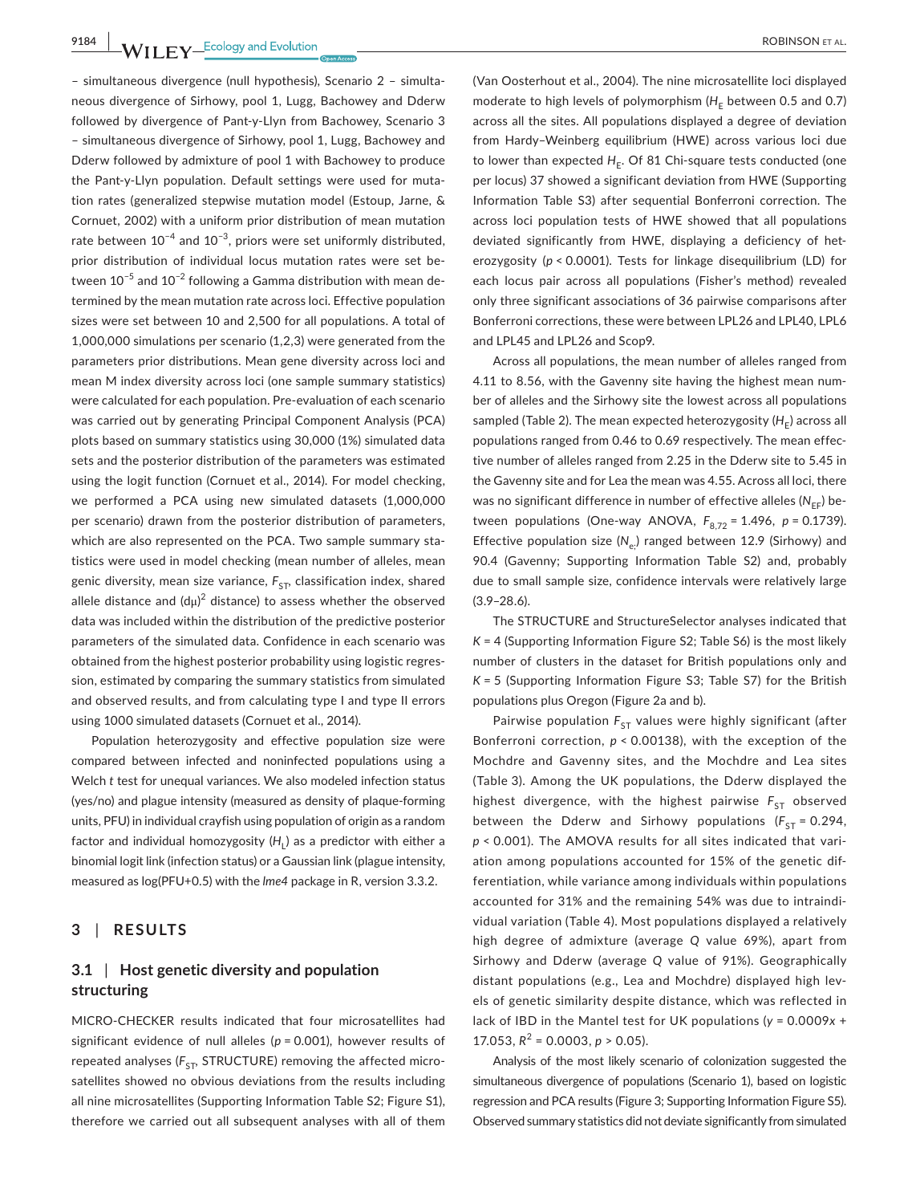– simultaneous divergence (null hypothesis), Scenario 2 – simultaneous divergence of Sirhowy, pool 1, Lugg, Bachowey and Dderw followed by divergence of Pant-y-Llyn from Bachowey, Scenario 3 – simultaneous divergence of Sirhowy, pool 1, Lugg, Bachowey and Dderw followed by admixture of pool 1 with Bachowey to produce the Pant-y-Llyn population. Default settings were used for mutation rates (generalized stepwise mutation model (Estoup, Jarne, & Cornuet, 2002) with a uniform prior distribution of mean mutation rate between $10^{-4}$ and $10^{-3}$, priors were set uniformly distributed, prior distribution of individual locus mutation rates were set between $10^{-5}$ and $10^{-2}$ following a Gamma distribution with mean determined by the mean mutation rate across loci. Effective population sizes were set between 10 and 2,500 for all populations. A total of 1,000,000 simulations per scenario (1,2,3) were generated from the parameters prior distributions. Mean gene diversity across loci and mean M index diversity across loci (one sample summary statistics) were calculated for each population. Pre-evaluation of each scenario was carried out by generating Principal Component Analysis (PCA) plots based on summary statistics using 30,000 (1%) simulated data sets and the posterior distribution of the parameters was estimated using the logit function (Cornuet et al., 2014). For model checking, we performed a PCA using new simulated datasets (1,000,000 per scenario) drawn from the posterior distribution of parameters, which are also represented on the PCA. Two sample summary statistics were used in model checking (mean number of alleles, mean genic diversity, mean size variance, $F_{ST}$, classification index, shared allele distance and $(d\mu)^2$ distance) to assess whether the observed data was included within the distribution of the predictive posterior parameters of the simulated data. Confidence in each scenario was obtained from the highest posterior probability using logistic regression, estimated by comparing the summary statistics from simulated and observed results, and from calculating type I and type II errors using 1000 simulated datasets (Cornuet et al., 2014).

Population heterozygosity and effective population size were compared between infected and noninfected populations using a Welch *t* test for unequal variances. We also modeled infection status (yes/no) and plague intensity (measured as density of plaque-forming units, PFU) in individual crayfish using population of origin as a random factor and individual homozygosity ($H_L$) as a predictor with either a binomial logit link (infection status) or a Gaussian link (plague intensity, measured as log(PFU+0.5) with the *lme4* package in R, version 3.3.2.

## 3 | RESULTS

### 3.1 | Host genetic diversity and population structuring

MICRO-CHECKER results indicated that four microsatellites had significant evidence of null alleles ($p = 0.001$), however results of repeated analyses ($F_{ST}$, STRUCTURE) removing the affected microsatellites showed no obvious deviations from the results including all nine microsatellites (Supporting Information Table S2; Figure S1), therefore we carried out all subsequent analyses with all of them (Van Oosterhout et al., 2004). The nine microsatellite loci displayed moderate to high levels of polymorphism ($H_E$ between 0.5 and 0.7) across all the sites. All populations displayed a degree of deviation from Hardy–Weinberg equilibrium (HWE) across various loci due to lower than expected $H_E$. Of 81 Chi-square tests conducted (one per locus) 37 showed a significant deviation from HWE (Supporting Information Table S3) after sequential Bonferroni correction. The across loci population tests of HWE showed that all populations deviated significantly from HWE, displaying a deficiency of heterozygosity ($p < 0.0001$). Tests for linkage disequilibrium (LD) for each locus pair across all populations (Fisher's method) revealed only three significant associations of 36 pairwise comparisons after Bonferroni corrections, these were between LPL26 and LPL40, LPL6 and LPL45 and LPL26 and Scop9.

Across all populations, the mean number of alleles ranged from 4.11 to 8.56, with the Gavenny site having the highest mean number of alleles and the Sirhowy site the lowest across all populations sampled (Table 2). The mean expected heterozygosity ($H_E$) across all populations ranged from 0.46 to 0.69 respectively. The mean effective number of alleles ranged from 2.25 in the Dderw site to 5.45 in the Gavenny site and for Lea the mean was 4.55. Across all loci, there was no significant difference in number of effective alleles ($N_{EF}$) between populations (One-way ANOVA, $F_{8,72} = 1.496$, $p = 0.1739$). Effective population size ($N_e$) ranged between 12.9 (Sirhowy) and 90.4 (Gavenny; Supporting Information Table S2) and, probably due to small sample size, confidence intervals were relatively large (3.9–28.6).

The STRUCTURE and StructureSelector analyses indicated that $K = 4$ (Supporting Information Figure S2; Table S6) is the most likely number of clusters in the dataset for British populations only and $K = 5$ (Supporting Information Figure S3; Table S7) for the British populations plus Oregon (Figure 2a and b).

Pairwise population $F_{ST}$ values were highly significant (after Bonferroni correction, $p < 0.00138$), with the exception of the Mochdre and Gavenny sites, and the Mochdre and Lea sites (Table 3). Among the UK populations, the Dderw displayed the highest divergence, with the highest pairwise $F_{ST}$ observed between the Dderw and Sirhowy populations ($F_{ST} = 0.294$, $p < 0.001$). The AMOVA results for all sites indicated that variation among populations accounted for 15% of the genetic differentiation, while variance among individuals within populations accounted for 31% and the remaining 54% was due to intraindividual variation (Table 4). Most populations displayed a relatively high degree of admixture (average *Q* value 69%), apart from Sirhowy and Dderw (average *Q* value of 91%). Geographically distant populations (e.g., Lea and Mochdre) displayed high levels of genetic similarity despite distance, which was reflected in lack of IBD in the Mantel test for UK populations ($y = 0.0009x + 17.053$, $R^2 = 0.0003$, $p > 0.05$).

Analysis of the most likely scenario of colonization suggested the simultaneous divergence of populations (Scenario 1), based on logistic regression and PCA results (Figure 3; Supporting Information Figure S5). Observed summary statistics did not deviate significantly from simulated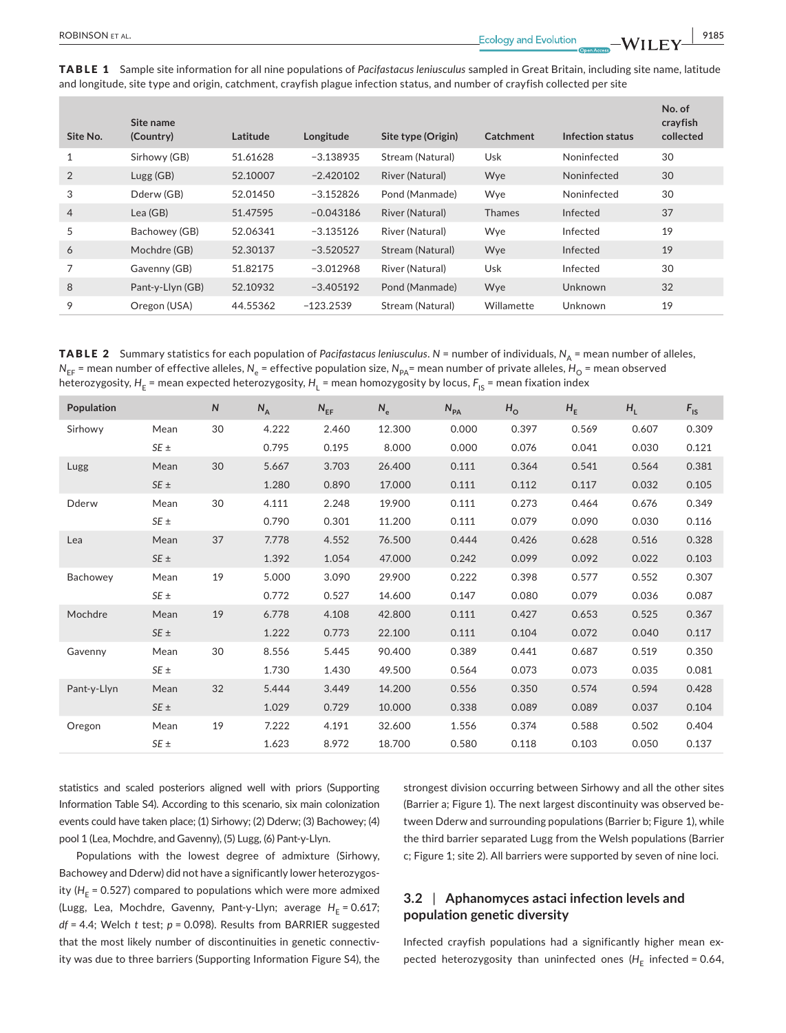**TABLE 1** Sample site information for all nine populations of *Pacifastacus leniusculus* sampled in Great Britain, including site name, latitude and longitude, site type and origin, catchment, crayfish plague infection status, and number of crayfish collected per site

| Site No. | Site name (Country) | Latitude | Longitude | Site type (Origin) | Catchment | Infection status | No. of crayfish collected |
|---|---|---|---|---|---|---|---|
| 1 | Sirhowy (GB) | 51.61628 | −3.138935 | Stream (Natural) | Usk | Noninfected | 30 |
| 2 | Lugg (GB) | 52.10007 | −2.420102 | River (Natural) | Wye | Noninfected | 30 |
| 3 | Dderw (GB) | 52.01450 | −3.152826 | Pond (Manmade) | Wye | Noninfected | 30 |
| 4 | Lea (GB) | 51.47595 | −0.043186 | River (Natural) | Thames | Infected | 37 |
| 5 | Bachowey (GB) | 52.06341 | −3.135126 | River (Natural) | Wye | Infected | 19 |
| 6 | Mochdre (GB) | 52.30137 | −3.520527 | Stream (Natural) | Wye | Infected | 19 |
| 7 | Gavenny (GB) | 51.82175 | −3.012968 | River (Natural) | Usk | Infected | 30 |
| 8 | Pant-y-Llyn (GB) | 52.10932 | −3.405192 | Pond (Manmade) | Wye | Unknown | 32 |
| 9 | Oregon (USA) | 44.55362 | −123.2539 | Stream (Natural) | Willamette | Unknown | 19 |

**TABLE 2** Summary statistics for each population of *Pacifastacus leniusculus*. $N$ = number of individuals, $N_A$ = mean number of alleles, $N_{EF}$ = mean number of effective alleles, $N_e$ = effective population size, $N_{PA}$ = mean number of private alleles, $H_O$ = mean observed heterozygosity, $H_E$ = mean expected heterozygosity, $H_L$ = mean homozygosity by locus, $F_{IS}$ = mean fixation index

| Population | | $N$ | $N_A$ | $N_{EF}$ | $N_e$ | $N_{PA}$ | $H_O$ | $H_E$ | $H_L$ | $F_{IS}$ |
|---|---|---|---|---|---|---|---|---|---|---|
| Sirhowy | Mean | 30 | 4.222 | 2.460 | 12.300 | 0.000 | 0.397 | 0.569 | 0.607 | 0.309 |
| | *SE* ± | | 0.795 | 0.195 | 8.000 | 0.000 | 0.076 | 0.041 | 0.030 | 0.121 |
| Lugg | Mean | 30 | 5.667 | 3.703 | 26.400 | 0.111 | 0.364 | 0.541 | 0.564 | 0.381 |
| | *SE* ± | | 1.280 | 0.890 | 17.000 | 0.111 | 0.112 | 0.117 | 0.032 | 0.105 |
| Dderw | Mean | 30 | 4.111 | 2.248 | 19.900 | 0.111 | 0.273 | 0.464 | 0.676 | 0.349 |
| | *SE* ± | | 0.790 | 0.301 | 11.200 | 0.111 | 0.079 | 0.090 | 0.030 | 0.116 |
| Lea | Mean | 37 | 7.778 | 4.552 | 76.500 | 0.444 | 0.426 | 0.628 | 0.516 | 0.328 |
| | *SE* ± | | 1.392 | 1.054 | 47.000 | 0.242 | 0.099 | 0.092 | 0.022 | 0.103 |
| Bachowey | Mean | 19 | 5.000 | 3.090 | 29.900 | 0.222 | 0.398 | 0.577 | 0.552 | 0.307 |
| | *SE* ± | | 0.772 | 0.527 | 14.600 | 0.147 | 0.080 | 0.079 | 0.036 | 0.087 |
| Mochdre | Mean | 19 | 6.778 | 4.108 | 42.800 | 0.111 | 0.427 | 0.653 | 0.525 | 0.367 |
| | *SE* ± | | 1.222 | 0.773 | 22.100 | 0.111 | 0.104 | 0.072 | 0.040 | 0.117 |
| Gavenny | Mean | 30 | 8.556 | 5.445 | 90.400 | 0.389 | 0.441 | 0.687 | 0.519 | 0.350 |
| | *SE* ± | | 1.730 | 1.430 | 49.500 | 0.564 | 0.073 | 0.073 | 0.035 | 0.081 |
| Pant-y-Llyn | Mean | 32 | 5.444 | 3.449 | 14.200 | 0.556 | 0.350 | 0.574 | 0.594 | 0.428 |
| | *SE* ± | | 1.029 | 0.729 | 10.000 | 0.338 | 0.089 | 0.089 | 0.037 | 0.104 |
| Oregon | Mean | 19 | 7.222 | 4.191 | 32.600 | 1.556 | 0.374 | 0.588 | 0.502 | 0.404 |
| | *SE* ± | | 1.623 | 8.972 | 18.700 | 0.580 | 0.118 | 0.103 | 0.050 | 0.137 |

statistics and scaled posteriors aligned well with priors (Supporting Information Table S4). According to this scenario, six main colonization events could have taken place; (1) Sirhowy; (2) Dderw; (3) Bachowey; (4) pool 1 (Lea, Mochdre, and Gavenny), (5) Lugg, (6) Pant-y-Llyn.

Populations with the lowest degree of admixture (Sirhowy, Bachowey and Dderw) did not have a significantly lower heterozygosity ($H_E$ = 0.527) compared to populations which were more admixed (Lugg, Lea, Mochdre, Gavenny, Pant-y-Llyn; average $H_E$ = 0.617; $df$ = 4.4; Welch $t$ test; $p$ = 0.098). Results from BARRIER suggested that the most likely number of discontinuities in genetic connectivity was due to three barriers (Supporting Information Figure S4), the strongest division occurring between Sirhowy and all the other sites (Barrier a; Figure 1). The next largest discontinuity was observed between Dderw and surrounding populations (Barrier b; Figure 1), while the third barrier separated Lugg from the Welsh populations (Barrier c; Figure 1; site 2). All barriers were supported by seven of nine loci.

## 3.2 | Aphanomyces astaci infection levels and population genetic diversity

Infected crayfish populations had a significantly higher mean expected heterozygosity than uninfected ones ($H_E$ infected = 0.64,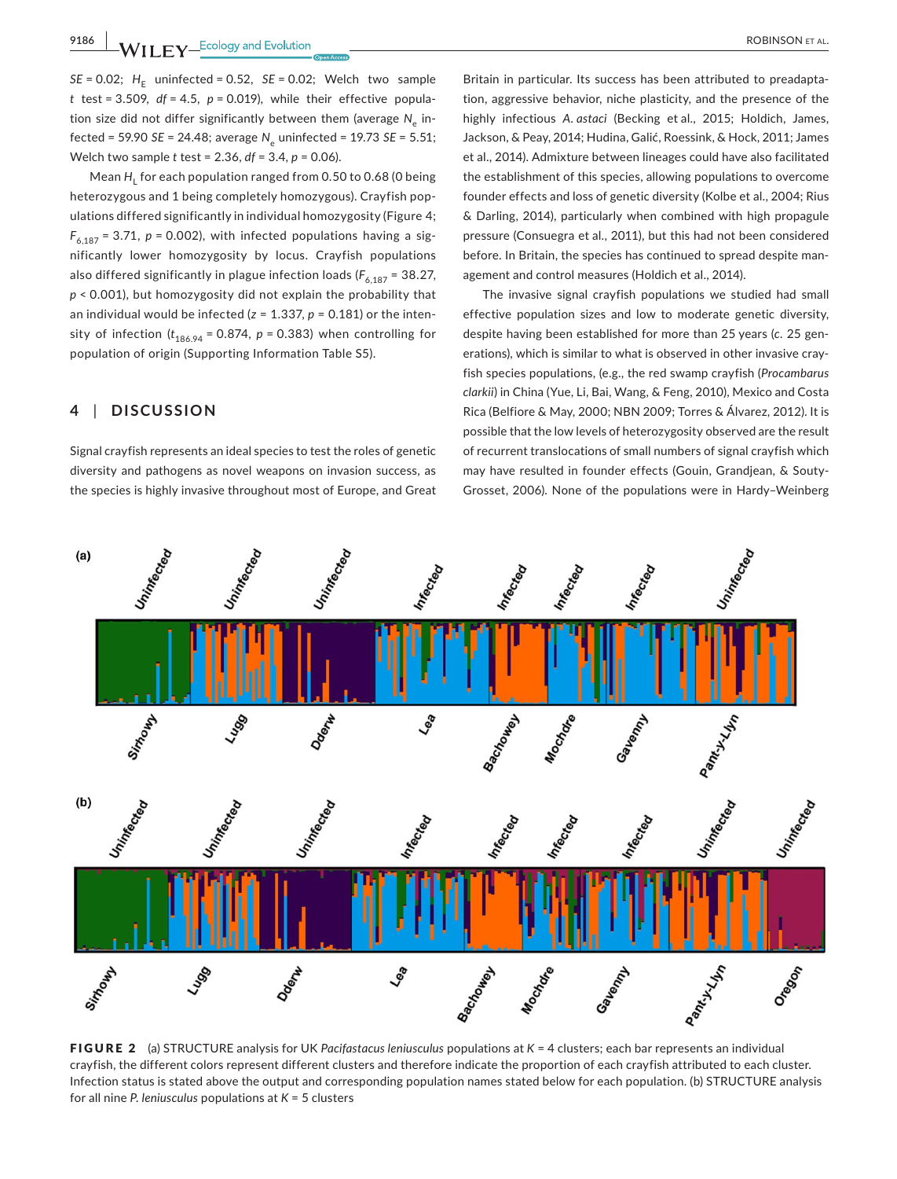*SE* = 0.02; $H_E$ uninfected = 0.52, *SE* = 0.02; Welch two sample *t* test = 3.509, *df* = 4.5, *p* = 0.019), while their effective population size did not differ significantly between them (average $N_e$ infected = 59.90 *SE* = 24.48; average $N_e$ uninfected = 19.73 *SE* = 5.51; Welch two sample *t* test = 2.36, *df* = 3.4, *p* = 0.06).

Mean $H_L$ for each population ranged from 0.50 to 0.68 (0 being heterozygous and 1 being completely homozygous). Crayfish populations differed significantly in individual homozygosity (Figure 4; $F_{6,187}$ = 3.71, *p* = 0.002), with infected populations having a significantly lower homozygosity by locus. Crayfish populations also differed significantly in plague infection loads ($F_{6,187}$ = 38.27, *p* < 0.001), but homozygosity did not explain the probability that an individual would be infected (*z* = 1.337, *p* = 0.181) or the intensity of infection ($t_{186.94}$ = 0.874, *p* = 0.383) when controlling for population of origin (Supporting Information Table S5).

## 4 | DISCUSSION

Signal crayfish represents an ideal species to test the roles of genetic diversity and pathogens as novel weapons on invasion success, as the species is highly invasive throughout most of Europe, and Great Britain in particular. Its success has been attributed to preadaptation, aggressive behavior, niche plasticity, and the presence of the highly infectious *A. astaci* (Becking et al., 2015; Holdich, James, Jackson, & Peay, 2014; Hudina, Galić, Roessink, & Hock, 2011; James et al., 2014). Admixture between lineages could have also facilitated the establishment of this species, allowing populations to overcome founder effects and loss of genetic diversity (Kolbe et al., 2004; Rius & Darling, 2014), particularly when combined with high propagule pressure (Consuegra et al., 2011), but this had not been considered before. In Britain, the species has continued to spread despite management and control measures (Holdich et al., 2014).

The invasive signal crayfish populations we studied had small effective population sizes and low to moderate genetic diversity, despite having been established for more than 25 years (*c.* 25 generations), which is similar to what is observed in other invasive crayfish species populations, (e.g., the red swamp crayfish (*Procambarus clarkii*) in China (Yue, Li, Bai, Wang, & Feng, 2010), Mexico and Costa Rica (Belfiore & May, 2000; NBN 2009; Torres & Álvarez, 2012). It is possible that the low levels of heterozygosity observed are the result of recurrent translocations of small numbers of signal crayfish which may have resulted in founder effects (Gouin, Grandjean, & Souty-Grosset, 2006). None of the populations were in Hardy–Weinberg

**FIGURE 2** (a) STRUCTURE analysis for UK *Pacifastacus leniusculus* populations at *K* = 4 clusters; each bar represents an individual crayfish, the different colors represent different clusters and therefore indicate the proportion of each crayfish attributed to each cluster. Infection status is stated above the output and corresponding population names stated below for each population. (b) STRUCTURE analysis for all nine *P. leniusculus* populations at *K* = 5 clusters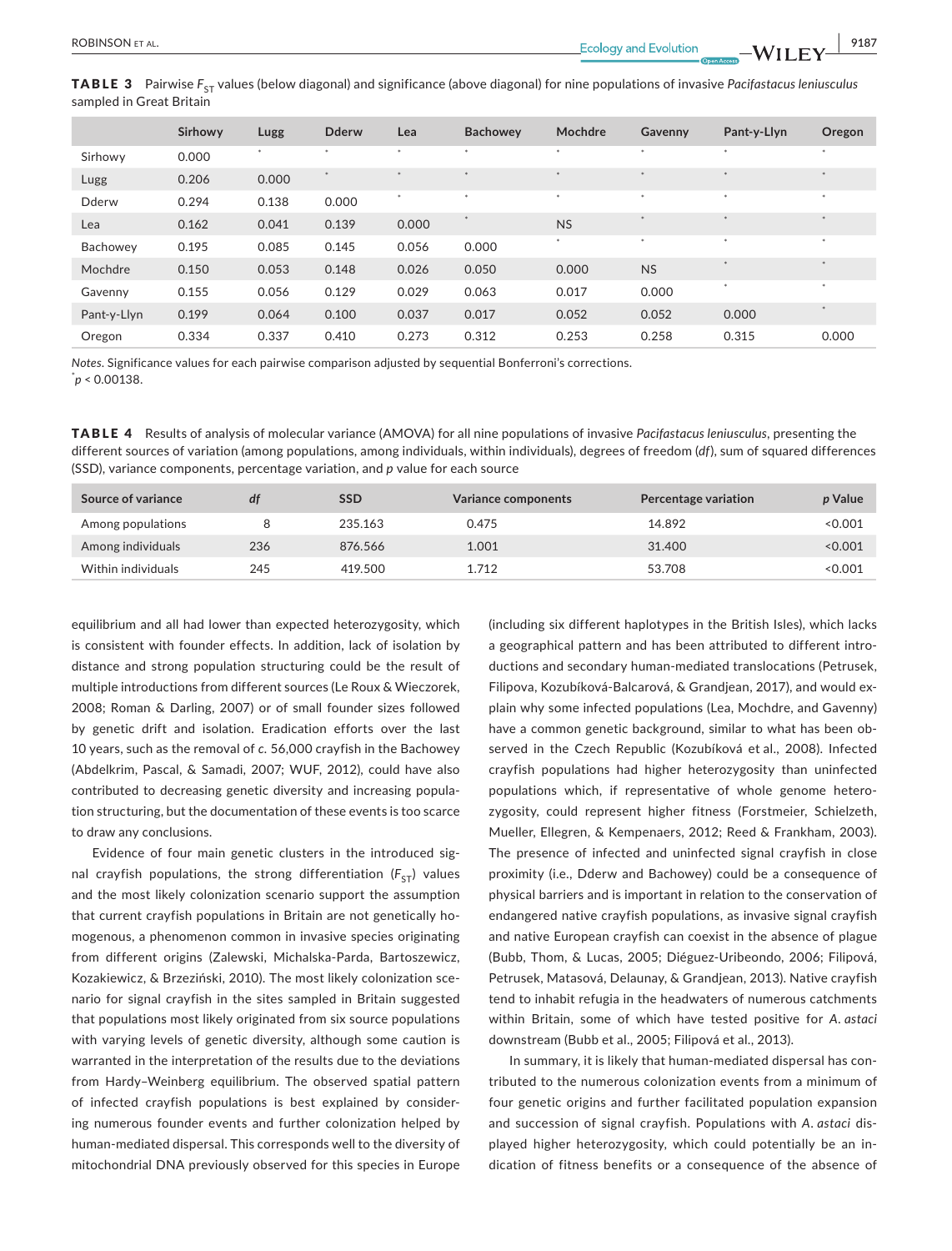**TABLE 3** Pairwise $F_{ST}$ values (below diagonal) and significance (above diagonal) for nine populations of invasive *Pacifastacus leniusculus* sampled in Great Britain

| | Sirhowy | Lugg | Dderw | Lea | Bachowey | Mochdre | Gavenny | Pant-y-Llyn | Oregon |
|---|---|---|---|---|---|---|---|---|---|
| Sirhowy | 0.000 | * | * | * | * | * | * | * | * |
| Lugg | 0.206 | 0.000 | * | * | * | * | * | * | * |
| Dderw | 0.294 | 0.138 | 0.000 | * | * | * | * | * | * |
| Lea | 0.162 | 0.041 | 0.139 | 0.000 | * | NS | * | * | * |
| Bachowey | 0.195 | 0.085 | 0.145 | 0.056 | 0.000 | * | * | * | * |
| Mochdre | 0.150 | 0.053 | 0.148 | 0.026 | 0.050 | 0.000 | NS | * | * |
| Gavenny | 0.155 | 0.056 | 0.129 | 0.029 | 0.063 | 0.017 | 0.000 | * | * |
| Pant-y-Llyn | 0.199 | 0.064 | 0.100 | 0.037 | 0.017 | 0.052 | 0.052 | 0.000 | * |
| Oregon | 0.334 | 0.337 | 0.410 | 0.273 | 0.312 | 0.253 | 0.258 | 0.315 | 0.000 |

*Notes*. Significance values for each pairwise comparison adjusted by sequential Bonferroni's corrections.
*$p < 0.00138$.

**TABLE 4** Results of analysis of molecular variance (AMOVA) for all nine populations of invasive *Pacifastacus leniusculus*, presenting the different sources of variation (among populations, among individuals, within individuals), degrees of freedom (*df*), sum of squared differences (SSD), variance components, percentage variation, and *p* value for each source

| Source of variance | *df* | SSD | Variance components | Percentage variation | *p* Value |
|---|---|---|---|---|---|
| Among populations | 8 | 235.163 | 0.475 | 14.892 | <0.001 |
| Among individuals | 236 | 876.566 | 1.001 | 31.400 | <0.001 |
| Within individuals | 245 | 419.500 | 1.712 | 53.708 | <0.001 |

equilibrium and all had lower than expected heterozygosity, which is consistent with founder effects. In addition, lack of isolation by distance and strong population structuring could be the result of multiple introductions from different sources (Le Roux & Wieczorek, 2008; Roman & Darling, 2007) or of small founder sizes followed by genetic drift and isolation. Eradication efforts over the last 10 years, such as the removal of *c*. 56,000 crayfish in the Bachowey (Abdelkrim, Pascal, & Samadi, 2007; WUF, 2012), could have also contributed to decreasing genetic diversity and increasing population structuring, but the documentation of these events is too scarce to draw any conclusions.

Evidence of four main genetic clusters in the introduced signal crayfish populations, the strong differentiation ($F_{ST}$) values and the most likely colonization scenario support the assumption that current crayfish populations in Britain are not genetically homogenous, a phenomenon common in invasive species originating from different origins (Zalewski, Michalska-Parda, Bartoszewicz, Kozakiewicz, & Brzeziński, 2010). The most likely colonization scenario for signal crayfish in the sites sampled in Britain suggested that populations most likely originated from six source populations with varying levels of genetic diversity, although some caution is warranted in the interpretation of the results due to the deviations from Hardy–Weinberg equilibrium. The observed spatial pattern of infected crayfish populations is best explained by considering numerous founder events and further colonization helped by human-mediated dispersal. This corresponds well to the diversity of mitochondrial DNA previously observed for this species in Europe (including six different haplotypes in the British Isles), which lacks a geographical pattern and has been attributed to different introductions and secondary human-mediated translocations (Petrusek, Filipova, Kozubíková-Balcarová, & Grandjean, 2017), and would explain why some infected populations (Lea, Mochdre, and Gavenny) have a common genetic background, similar to what has been observed in the Czech Republic (Kozubíková et al., 2008). Infected crayfish populations had higher heterozygosity than uninfected populations which, if representative of whole genome heterozygosity, could represent higher fitness (Forstmeier, Schielzeth, Mueller, Ellegren, & Kempenaers, 2012; Reed & Frankham, 2003). The presence of infected and uninfected signal crayfish in close proximity (i.e., Dderw and Bachowey) could be a consequence of physical barriers and is important in relation to the conservation of endangered native crayfish populations, as invasive signal crayfish and native European crayfish can coexist in the absence of plague (Bubb, Thom, & Lucas, 2005; Diéguez-Uribeondo, 2006; Filipová, Petrusek, Matasová, Delaunay, & Grandjean, 2013). Native crayfish tend to inhabit refugia in the headwaters of numerous catchments within Britain, some of which have tested positive for *A. astaci* downstream (Bubb et al., 2005; Filipová et al., 2013).

In summary, it is likely that human-mediated dispersal has contributed to the numerous colonization events from a minimum of four genetic origins and further facilitated population expansion and succession of signal crayfish. Populations with *A. astaci* displayed higher heterozygosity, which could potentially be an indication of fitness benefits or a consequence of the absence of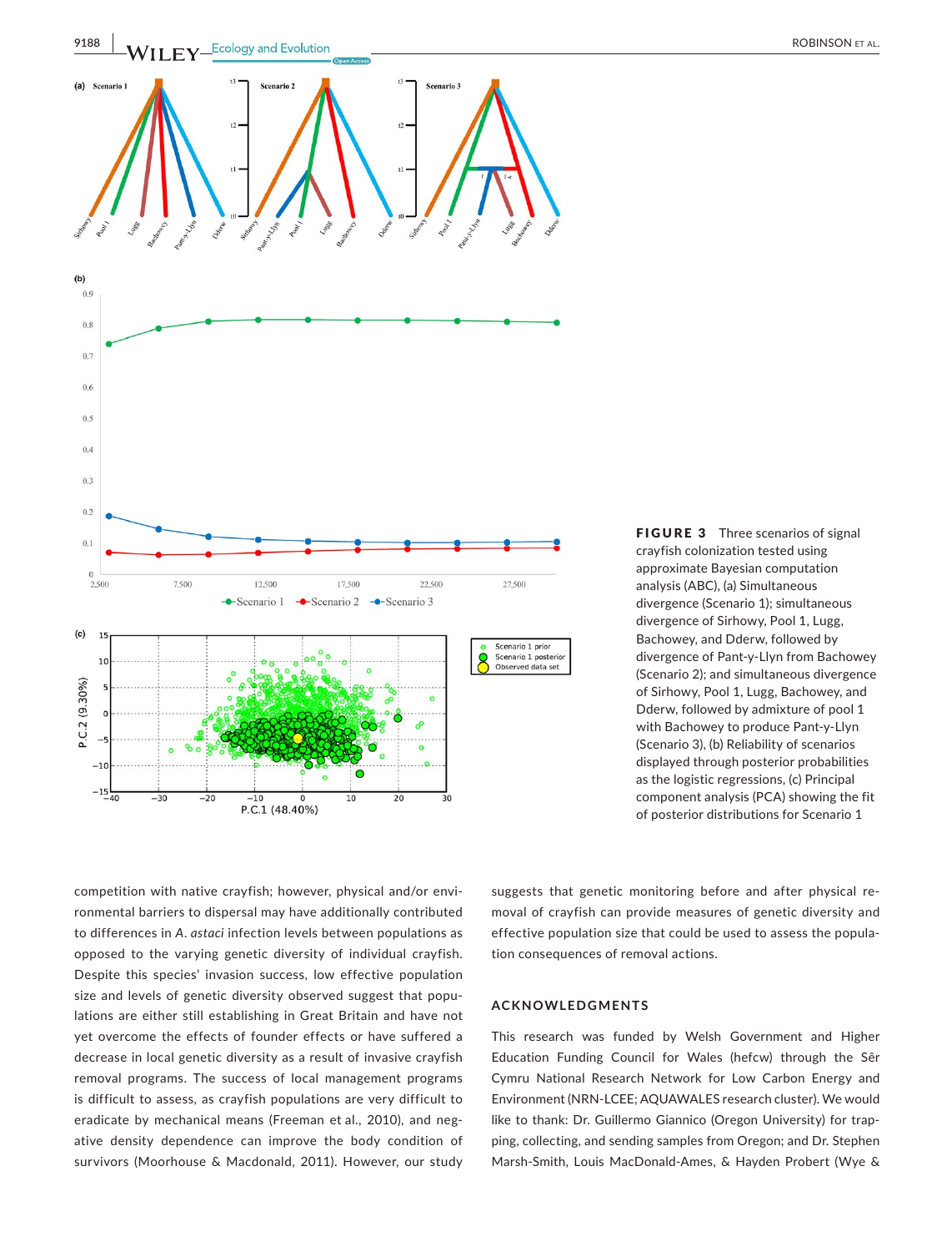**FIGURE 3** Three scenarios of signal crayfish colonization tested using approximate Bayesian computation analysis (ABC), (a) Simultaneous divergence (Scenario 1); simultaneous divergence of Sirhowy, Pool 1, Lugg, Bachowey, and Dderw, followed by divergence of Pant-y-Llyn from Bachowey (Scenario 2); and simultaneous divergence of Sirhowy, Pool 1, Lugg, Bachowey, and Dderw, followed by admixture of pool 1 with Bachowey to produce Pant-y-Llyn (Scenario 3), (b) Reliability of scenarios displayed through posterior probabilities as the logistic regressions, (c) Principal component analysis (PCA) showing the fit of posterior distributions for Scenario 1

competition with native crayfish; however, physical and/or environmental barriers to dispersal may have additionally contributed to differences in *A. astaci* infection levels between populations as opposed to the varying genetic diversity of individual crayfish. Despite this species' invasion success, low effective population size and levels of genetic diversity observed suggest that populations are either still establishing in Great Britain and have not yet overcome the effects of founder effects or have suffered a decrease in local genetic diversity as a result of invasive crayfish removal programs. The success of local management programs is difficult to assess, as crayfish populations are very difficult to eradicate by mechanical means (Freeman et al., 2010), and negative density dependence can improve the body condition of survivors (Moorhouse & Macdonald, 2011). However, our study suggests that genetic monitoring before and after physical removal of crayfish can provide measures of genetic diversity and effective population size that could be used to assess the population consequences of removal actions.

## ACKNOWLEDGMENTS

This research was funded by Welsh Government and Higher Education Funding Council for Wales (hefcw) through the Sêr Cymru National Research Network for Low Carbon Energy and Environment (NRN-LCEE; AQUAWALES research cluster). We would like to thank: Dr. Guillermo Giannico (Oregon University) for trapping, collecting, and sending samples from Oregon; and Dr. Stephen Marsh-Smith, Louis MacDonald-Ames, & Hayden Probert (Wye &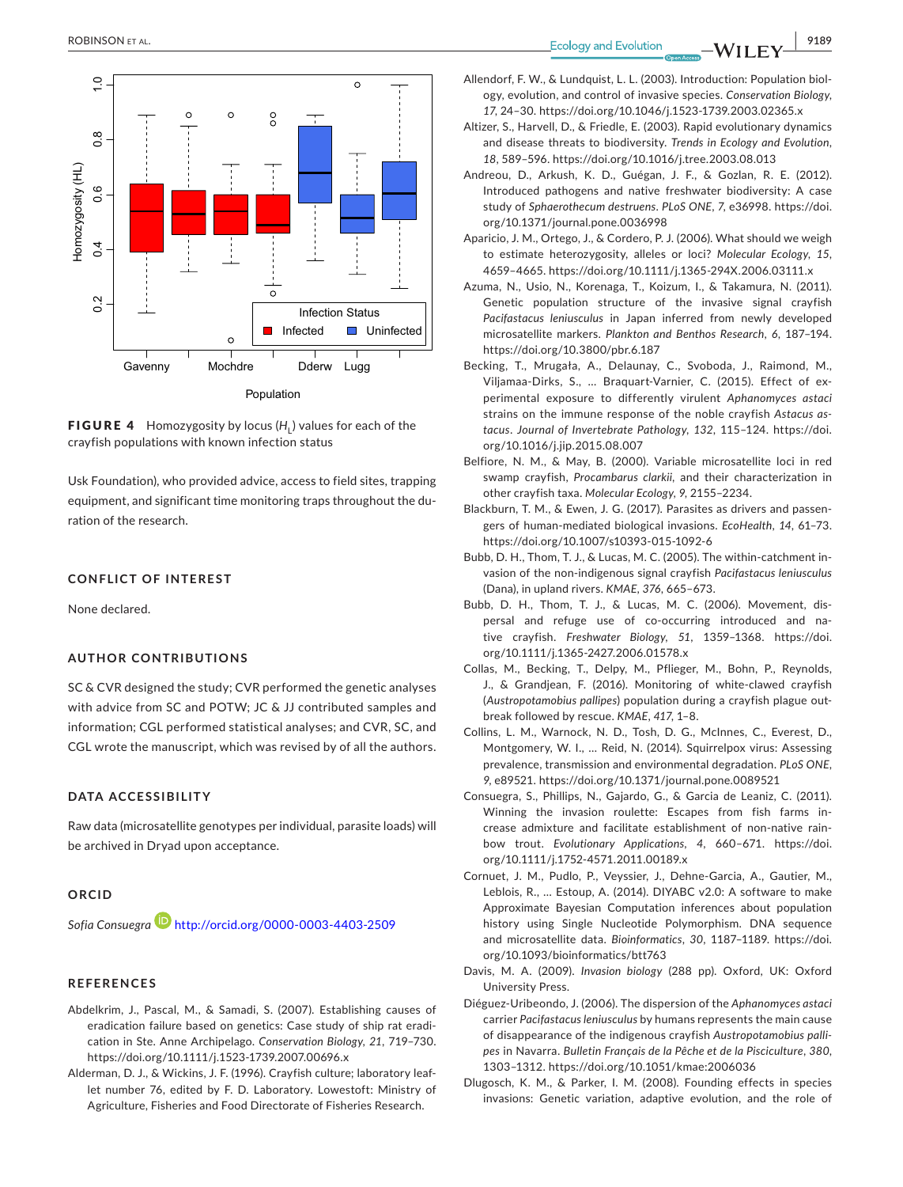**FIGURE 4** Homozygosity by locus ($H_L$) values for each of the crayfish populations with known infection status

Usk Foundation), who provided advice, access to field sites, trapping equipment, and significant time monitoring traps throughout the duration of the research.

## CONFLICT OF INTEREST

None declared.

## AUTHOR CONTRIBUTIONS

SC & CVR designed the study; CVR performed the genetic analyses with advice from SC and POTW; JC & JJ contributed samples and information; CGL performed statistical analyses; and CVR, SC, and CGL wrote the manuscript, which was revised by of all the authors.

## DATA ACCESSIBILITY

Raw data (microsatellite genotypes per individual, parasite loads) will be archived in Dryad upon acceptance.

## ORCID

*Sofia Consuegra* http://orcid.org/0000-0003-4403-2509

## REFERENCES

Abdelkrim, J., Pascal, M., & Samadi, S. (2007). Establishing causes of eradication failure based on genetics: Case study of ship rat eradication in Ste. Anne Archipelago. *Conservation Biology*, *21*, 719–730. https://doi.org/10.1111/j.1523-1739.2007.00696.x

Alderman, D. J., & Wickins, J. F. (1996). Crayfish culture; laboratory leaflet number 76, edited by F. D. Laboratory. Lowestoft: Ministry of Agriculture, Fisheries and Food Directorate of Fisheries Research.

Allendorf, F. W., & Lundquist, L. L. (2003). Introduction: Population biology, evolution, and control of invasive species. *Conservation Biology*, *17*, 24–30. https://doi.org/10.1046/j.1523-1739.2003.02365.x

Altizer, S., Harvell, D., & Friedle, E. (2003). Rapid evolutionary dynamics and disease threats to biodiversity. *Trends in Ecology and Evolution*, *18*, 589–596. https://doi.org/10.1016/j.tree.2003.08.013

Andreou, D., Arkush, K. D., Guégan, J. F., & Gozlan, R. E. (2012). Introduced pathogens and native freshwater biodiversity: A case study of *Sphaerothecum destruens*. *PLoS ONE*, *7*, e36998. https://doi.org/10.1371/journal.pone.0036998

Aparicio, J. M., Ortego, J., & Cordero, P. J. (2006). What should we weigh to estimate heterozygosity, alleles or loci? *Molecular Ecology*, *15*, 4659–4665. https://doi.org/10.1111/j.1365-294X.2006.03111.x

Azuma, N., Usio, N., Korenaga, T., Koizum, I., & Takamura, N. (2011). Genetic population structure of the invasive signal crayfish *Pacifastacus leniusculus* in Japan inferred from newly developed microsatellite markers. *Plankton and Benthos Research*, *6*, 187–194. https://doi.org/10.3800/pbr.6.187

Becking, T., Mrugała, A., Delaunay, C., Svoboda, J., Raimond, M., Viljamaa-Dirks, S., … Braquart-Varnier, C. (2015). Effect of experimental exposure to differently virulent *Aphanomyces astaci* strains on the immune response of the noble crayfish *Astacus astacus*. *Journal of Invertebrate Pathology*, *132*, 115–124. https://doi.org/10.1016/j.jip.2015.08.007

Belfiore, N. M., & May, B. (2000). Variable microsatellite loci in red swamp crayfish, *Procambarus clarkii*, and their characterization in other crayfish taxa. *Molecular Ecology*, *9*, 2155–2234.

Blackburn, T. M., & Ewen, J. G. (2017). Parasites as drivers and passengers of human-mediated biological invasions. *EcoHealth*, *14*, 61–73. https://doi.org/10.1007/s10393-015-1092-6

Bubb, D. H., Thom, T. J., & Lucas, M. C. (2005). The within-catchment invasion of the non-indigenous signal crayfish *Pacifastacus leniusculus* (Dana), in upland rivers. *KMAE*, *376*, 665–673.

Bubb, D. H., Thom, T. J., & Lucas, M. C. (2006). Movement, dispersal and refuge use of co-occurring introduced and native crayfish. *Freshwater Biology*, *51*, 1359–1368. https://doi.org/10.1111/j.1365-2427.2006.01578.x

Collas, M., Becking, T., Delpy, M., Pflieger, M., Bohn, P., Reynolds, J., & Grandjean, F. (2016). Monitoring of white-clawed crayfish (*Austropotamobius pallipes*) population during a crayfish plague outbreak followed by rescue. *KMAE*, *417*, 1–8.

Collins, L. M., Warnock, N. D., Tosh, D. G., McInnes, C., Everest, D., Montgomery, W. I., … Reid, N. (2014). Squirrelpox virus: Assessing prevalence, transmission and environmental degradation. *PLoS ONE*, *9*, e89521. https://doi.org/10.1371/journal.pone.0089521

Consuegra, S., Phillips, N., Gajardo, G., & Garcia de Leaniz, C. (2011). Winning the invasion roulette: Escapes from fish farms increase admixture and facilitate establishment of non-native rainbow trout. *Evolutionary Applications*, *4*, 660–671. https://doi.org/10.1111/j.1752-4571.2011.00189.x

Cornuet, J. M., Pudlo, P., Veyssier, J., Dehne-Garcia, A., Gautier, M., Leblois, R., … Estoup, A. (2014). DIYABC v2.0: A software to make Approximate Bayesian Computation inferences about population history using Single Nucleotide Polymorphism. DNA sequence and microsatellite data. *Bioinformatics*, *30*, 1187–1189. https://doi.org/10.1093/bioinformatics/btt763

Davis, M. A. (2009). *Invasion biology* (288 pp). Oxford, UK: Oxford University Press.

Diéguez-Uribeondo, J. (2006). The dispersion of the *Aphanomyces astaci* carrier *Pacifastacus leniusculus* by humans represents the main cause of disappearance of the indigenous crayfish *Austropotamobius pallipes* in Navarra. *Bulletin Français de la Pêche et de la Pisciculture*, *380*, 1303–1312. https://doi.org/10.1051/kmae:2006036

Dlugosch, K. M., & Parker, I. M. (2008). Founding effects in species invasions: Genetic variation, adaptive evolution, and the role of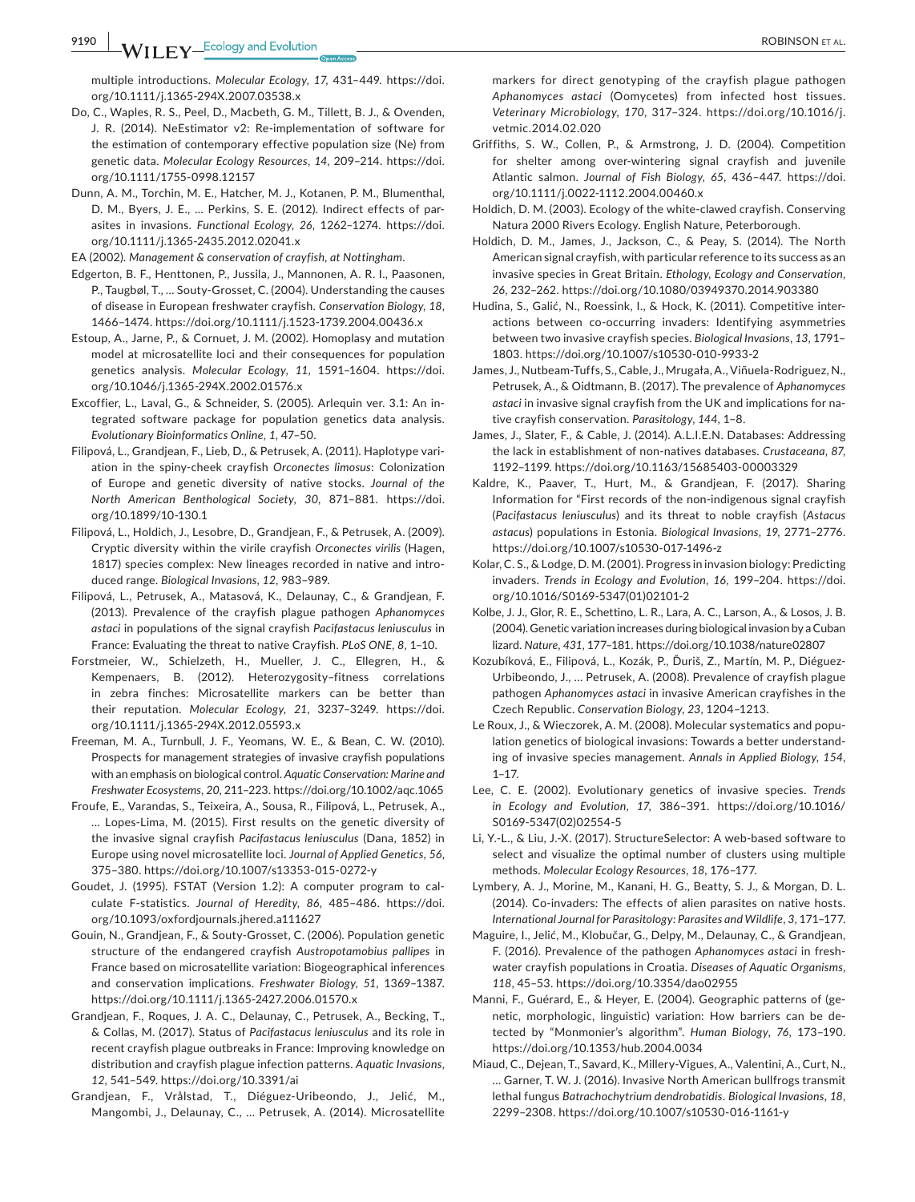multiple introductions. *Molecular Ecology*, *17*, 431–449. https://doi.org/10.1111/j.1365-294X.2007.03538.x

Do, C., Waples, R. S., Peel, D., Macbeth, G. M., Tillett, B. J., & Ovenden, J. R. (2014). NeEstimator v2: Re-implementation of software for the estimation of contemporary effective population size (Ne) from genetic data. *Molecular Ecology Resources*, *14*, 209–214. https://doi.org/10.1111/1755-0998.12157

Dunn, A. M., Torchin, M. E., Hatcher, M. J., Kotanen, P. M., Blumenthal, D. M., Byers, J. E., … Perkins, S. E. (2012). Indirect effects of parasites in invasions. *Functional Ecology*, *26*, 1262–1274. https://doi.org/10.1111/j.1365-2435.2012.02041.x

EA (2002). *Management & conservation of crayfish, at Nottingham*.

Edgerton, B. F., Henttonen, P., Jussila, J., Mannonen, A. R. I., Paasonen, P., Taugbøl, T., … Souty-Grosset, C. (2004). Understanding the causes of disease in European freshwater crayfish. *Conservation Biology*, *18*, 1466–1474. https://doi.org/10.1111/j.1523-1739.2004.00436.x

Estoup, A., Jarne, P., & Cornuet, J. M. (2002). Homoplasy and mutation model at microsatellite loci and their consequences for population genetics analysis. *Molecular Ecology*, *11*, 1591–1604. https://doi.org/10.1046/j.1365-294X.2002.01576.x

Excoffier, L., Laval, G., & Schneider, S. (2005). Arlequin ver. 3.1: An integrated software package for population genetics data analysis. *Evolutionary Bioinformatics Online*, *1*, 47–50.

Filipová, L., Grandjean, F., Lieb, D., & Petrusek, A. (2011). Haplotype variation in the spiny-cheek crayfish *Orconectes limosus*: Colonization of Europe and genetic diversity of native stocks. *Journal of the North American Benthological Society*, *30*, 871–881. https://doi.org/10.1899/10-130.1

Filipová, L., Holdich, J., Lesobre, D., Grandjean, F., & Petrusek, A. (2009). Cryptic diversity within the virile crayfish *Orconectes virilis* (Hagen, 1817) species complex: New lineages recorded in native and introduced range. *Biological Invasions*, *12*, 983–989.

Filipová, L., Petrusek, A., Matasová, K., Delaunay, C., & Grandjean, F. (2013). Prevalence of the crayfish plague pathogen *Aphanomyces astaci* in populations of the signal crayfish *Pacifastacus leniusculus* in France: Evaluating the threat to native Crayfish. *PLoS ONE*, *8*, 1–10.

Forstmeier, W., Schielzeth, H., Mueller, J. C., Ellegren, H., & Kempenaers, B. (2012). Heterozygosity–fitness correlations in zebra finches: Microsatellite markers can be better than their reputation. *Molecular Ecology*, *21*, 3237–3249. https://doi.org/10.1111/j.1365-294X.2012.05593.x

Freeman, M. A., Turnbull, J. F., Yeomans, W. E., & Bean, C. W. (2010). Prospects for management strategies of invasive crayfish populations with an emphasis on biological control. *Aquatic Conservation: Marine and Freshwater Ecosystems*, *20*, 211–223. https://doi.org/10.1002/aqc.1065

Froufe, E., Varandas, S., Teixeira, A., Sousa, R., Filipová, L., Petrusek, A., … Lopes-Lima, M. (2015). First results on the genetic diversity of the invasive signal crayfish *Pacifastacus leniusculus* (Dana, 1852) in Europe using novel microsatellite loci. *Journal of Applied Genetics*, *56*, 375–380. https://doi.org/10.1007/s13353-015-0272-y

Goudet, J. (1995). FSTAT (Version 1.2): A computer program to calculate F-statistics. *Journal of Heredity*, *86*, 485–486. https://doi.org/10.1093/oxfordjournals.jhered.a111627

Gouin, N., Grandjean, F., & Souty-Grosset, C. (2006). Population genetic structure of the endangered crayfish *Austropotamobius pallipes* in France based on microsatellite variation: Biogeographical inferences and conservation implications. *Freshwater Biology*, *51*, 1369–1387. https://doi.org/10.1111/j.1365-2427.2006.01570.x

Grandjean, F., Roques, J. A. C., Delaunay, C., Petrusek, A., Becking, T., & Collas, M. (2017). Status of *Pacifastacus leniusculus* and its role in recent crayfish plague outbreaks in France: Improving knowledge on distribution and crayfish plague infection patterns. *Aquatic Invasions*, *12*, 541–549. https://doi.org/10.3391/ai

Grandjean, F., Vrålstad, T., Diéguez-Uribeondo, J., Jelić, M., Mangombi, J., Delaunay, C., … Petrusek, A. (2014). Microsatellite markers for direct genotyping of the crayfish plague pathogen *Aphanomyces astaci* (Oomycetes) from infected host tissues. *Veterinary Microbiology*, *170*, 317–324. https://doi.org/10.1016/j.vetmic.2014.02.020

Griffiths, S. W., Collen, P., & Armstrong, J. D. (2004). Competition for shelter among over-wintering signal crayfish and juvenile Atlantic salmon. *Journal of Fish Biology*, *65*, 436–447. https://doi.org/10.1111/j.0022-1112.2004.00460.x

Holdich, D. M. (2003). Ecology of the white-clawed crayfish. Conserving Natura 2000 Rivers Ecology. English Nature, Peterborough.

Holdich, D. M., James, J., Jackson, C., & Peay, S. (2014). The North American signal crayfish, with particular reference to its success as an invasive species in Great Britain. *Ethology, Ecology and Conservation*, *26*, 232–262. https://doi.org/10.1080/03949370.2014.903380

Hudina, S., Galić, N., Roessink, I., & Hock, K. (2011). Competitive interactions between co-occurring invaders: Identifying asymmetries between two invasive crayfish species. *Biological Invasions*, *13*, 1791–1803. https://doi.org/10.1007/s10530-010-9933-2

James, J., Nutbeam-Tuffs, S., Cable, J., Mrugała, A., Viñuela-Rodriguez, N., Petrusek, A., & Oidtmann, B. (2017). The prevalence of *Aphanomyces astaci* in invasive signal crayfish from the UK and implications for native crayfish conservation. *Parasitology*, *144*, 1–8.

James, J., Slater, F., & Cable, J. (2014). A.L.I.E.N. Databases: Addressing the lack in establishment of non-natives databases. *Crustaceana*, *87*, 1192–1199. https://doi.org/10.1163/15685403-00003329

Kaldre, K., Paaver, T., Hurt, M., & Grandjean, F. (2017). Sharing Information for "First records of the non-indigenous signal crayfish (*Pacifastacus leniusculus*) and its threat to noble crayfish (*Astacus astacus*) populations in Estonia. *Biological Invasions*, *19*, 2771–2776. https://doi.org/10.1007/s10530-017-1496-z

Kolar, C. S., & Lodge, D. M. (2001). Progress in invasion biology: Predicting invaders. *Trends in Ecology and Evolution*, *16*, 199–204. https://doi.org/10.1016/S0169-5347(01)02101-2

Kolbe, J. J., Glor, R. E., Schettino, L. R., Lara, A. C., Larson, A., & Losos, J. B. (2004). Genetic variation increases during biological invasion by a Cuban lizard. *Nature*, *431*, 177–181. https://doi.org/10.1038/nature02807

Kozubíková, E., Filipová, L., Kozák, P., Ďuriš, Z., Martín, M. P., Diéguez-Urbibeondo, J., … Petrusek, A. (2008). Prevalence of crayfish plague pathogen *Aphanomyces astaci* in invasive American crayfishes in the Czech Republic. *Conservation Biology*, *23*, 1204–1213.

Le Roux, J., & Wieczorek, A. M. (2008). Molecular systematics and population genetics of biological invasions: Towards a better understanding of invasive species management. *Annals in Applied Biology*, *154*, 1–17.

Lee, C. E. (2002). Evolutionary genetics of invasive species. *Trends in Ecology and Evolution*, *17*, 386–391. https://doi.org/10.1016/S0169-5347(02)02554-5

Li, Y.-L., & Liu, J.-X. (2017). StructureSelector: A web-based software to select and visualize the optimal number of clusters using multiple methods. *Molecular Ecology Resources*, *18*, 176–177.

Lymbery, A. J., Morine, M., Kanani, H. G., Beatty, S. J., & Morgan, D. L. (2014). Co-invaders: The effects of alien parasites on native hosts. *International Journal for Parasitology: Parasites and Wildlife*, *3*, 171–177.

Maguire, I., Jelić, M., Klobučar, G., Delpy, M., Delaunay, C., & Grandjean, F. (2016). Prevalence of the pathogen *Aphanomyces astaci* in freshwater crayfish populations in Croatia. *Diseases of Aquatic Organisms*, *118*, 45–53. https://doi.org/10.3354/dao02955

Manni, F., Guérard, E., & Heyer, E. (2004). Geographic patterns of (genetic, morphologic, linguistic) variation: How barriers can be detected by "Monmonier's algorithm". *Human Biology*, *76*, 173–190. https://doi.org/10.1353/hub.2004.0034

Miaud, C., Dejean, T., Savard, K., Millery-Vigues, A., Valentini, A., Curt, N., … Garner, T. W. J. (2016). Invasive North American bullfrogs transmit lethal fungus *Batrachochytrium dendrobatidis*. *Biological Invasions*, *18*, 2299–2308. https://doi.org/10.1007/s10530-016-1161-y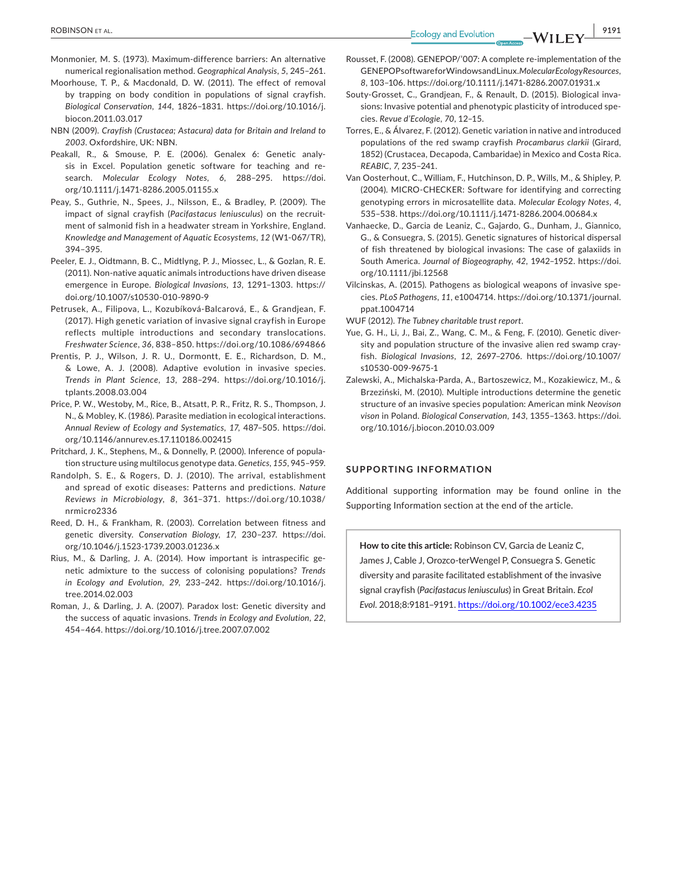Monmonier, M. S. (1973). Maximum-difference barriers: An alternative numerical regionalisation method. *Geographical Analysis*, *5*, 245–261.

Moorhouse, T. P., & Macdonald, D. W. (2011). The effect of removal by trapping on body condition in populations of signal crayfish. *Biological Conservation*, *144*, 1826–1831. https://doi.org/10.1016/j.biocon.2011.03.017

NBN (2009). *Crayfish (Crustacea; Astacura) data for Britain and Ireland to 2003*. Oxfordshire, UK: NBN.

Peakall, R., & Smouse, P. E. (2006). Genalex 6: Genetic analysis in Excel. Population genetic software for teaching and research. *Molecular Ecology Notes*, *6*, 288–295. https://doi.org/10.1111/j.1471-8286.2005.01155.x

Peay, S., Guthrie, N., Spees, J., Nilsson, E., & Bradley, P. (2009). The impact of signal crayfish (*Pacifastacus leniusculus*) on the recruitment of salmonid fish in a headwater stream in Yorkshire, England. *Knowledge and Management of Aquatic Ecosystems*, *12* (W1-067/TR), 394–395.

Peeler, E. J., Oidtmann, B. C., Midtlyng, P. J., Miossec, L., & Gozlan, R. E. (2011). Non-native aquatic animals introductions have driven disease emergence in Europe. *Biological Invasions*, *13*, 1291–1303. https://doi.org/10.1007/s10530-010-9890-9

Petrusek, A., Filipova, L., Kozubíková-Balcarová, E., & Grandjean, F. (2017). High genetic variation of invasive signal crayfish in Europe reflects multiple introductions and secondary translocations. *Freshwater Science*, *36*, 838–850. https://doi.org/10.1086/694866

Prentis, P. J., Wilson, J. R. U., Dormontt, E. E., Richardson, D. M., & Lowe, A. J. (2008). Adaptive evolution in invasive species. *Trends in Plant Science*, *13*, 288–294. https://doi.org/10.1016/j.tplants.2008.03.004

Price, P. W., Westoby, M., Rice, B., Atsatt, P. R., Fritz, R. S., Thompson, J. N., & Mobley, K. (1986). Parasite mediation in ecological interactions. *Annual Review of Ecology and Systematics*, *17*, 487–505. https://doi.org/10.1146/annurev.es.17.110186.002415

Pritchard, J. K., Stephens, M., & Donnelly, P. (2000). Inference of population structure using multilocus genotype data. *Genetics*, *155*, 945–959.

Randolph, S. E., & Rogers, D. J. (2010). The arrival, establishment and spread of exotic diseases: Patterns and predictions. *Nature Reviews in Microbiology*, *8*, 361–371. https://doi.org/10.1038/nrmicro2336

Reed, D. H., & Frankham, R. (2003). Correlation between fitness and genetic diversity. *Conservation Biology*, *17*, 230–237. https://doi.org/10.1046/j.1523-1739.2003.01236.x

Rius, M., & Darling, J. A. (2014). How important is intraspecific genetic admixture to the success of colonising populations? *Trends in Ecology and Evolution*, *29*, 233–242. https://doi.org/10.1016/j.tree.2014.02.003

Roman, J., & Darling, J. A. (2007). Paradox lost: Genetic diversity and the success of aquatic invasions. *Trends in Ecology and Evolution*, *22*, 454–464. https://doi.org/10.1016/j.tree.2007.07.002

Rousset, F. (2008). GENEPOP/'007: A complete re-implementation of the GENEPOPsoftwareforWindowsandLinux.*MolecularEcologyResources*, *8*, 103–106. https://doi.org/10.1111/j.1471-8286.2007.01931.x

Souty-Grosset, C., Grandjean, F., & Renault, D. (2015). Biological invasions: Invasive potential and phenotypic plasticity of introduced species. *Revue d'Ecologie*, *70*, 12–15.

Torres, E., & Álvarez, F. (2012). Genetic variation in native and introduced populations of the red swamp crayfish *Procambarus clarkii* (Girard, 1852) (Crustacea, Decapoda, Cambaridae) in Mexico and Costa Rica. *REABIC*, *7*, 235–241.

Van Oosterhout, C., William, F., Hutchinson, D. P., Wills, M., & Shipley, P. (2004). MICRO-CHECKER: Software for identifying and correcting genotyping errors in microsatellite data. *Molecular Ecology Notes*, *4*, 535–538. https://doi.org/10.1111/j.1471-8286.2004.00684.x

Vanhaecke, D., Garcia de Leaniz, C., Gajardo, G., Dunham, J., Giannico, G., & Consuegra, S. (2015). Genetic signatures of historical dispersal of fish threatened by biological invasions: The case of galaxiids in South America. *Journal of Biogeography*, *42*, 1942–1952. https://doi.org/10.1111/jbi.12568

Vilcinskas, A. (2015). Pathogens as biological weapons of invasive species. *PLoS Pathogens*, *11*, e1004714. https://doi.org/10.1371/journal.ppat.1004714

WUF (2012). *The Tubney charitable trust report*.

Yue, G. H., Li, J., Bai, Z., Wang, C. M., & Feng, F. (2010). Genetic diversity and population structure of the invasive alien red swamp crayfish. *Biological Invasions*, *12*, 2697–2706. https://doi.org/10.1007/s10530-009-9675-1

Zalewski, A., Michalska-Parda, A., Bartoszewicz, M., Kozakiewicz, M., & Brzeziński, M. (2010). Multiple introductions determine the genetic structure of an invasive species population: American mink *Neovison vison* in Poland. *Biological Conservation*, *143*, 1355–1363. https://doi.org/10.1016/j.biocon.2010.03.009

## SUPPORTING INFORMATION

Additional supporting information may be found online in the Supporting Information section at the end of the article.

**How to cite this article:** Robinson CV, Garcia de Leaniz C, James J, Cable J, Orozco-terWengel P, Consuegra S. Genetic diversity and parasite facilitated establishment of the invasive signal crayfish (*Pacifastacus leniusculus*) in Great Britain. *Ecol Evol*. 2018;8:9181–9191. https://doi.org/10.1002/ece3.4235